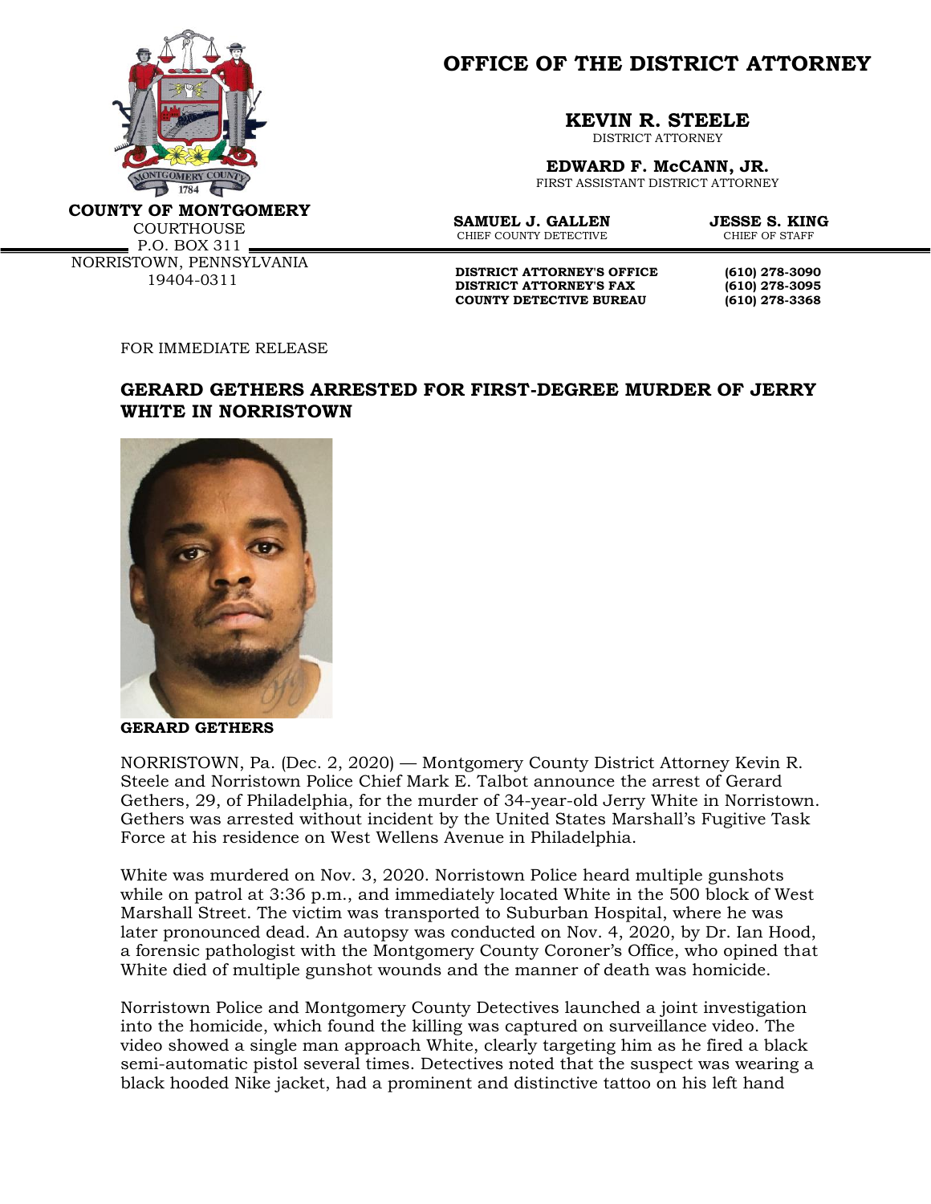**COUNTY OF MONTGOMERY**
COURTHOUSE
P.O. BOX 311
NORRISTOWN, PENNSYLVANIA
19404-0311

# OFFICE OF THE DISTRICT ATTORNEY

**KEVIN R. STEELE**
DISTRICT ATTORNEY

**EDWARD F. McCANN, JR.**
FIRST ASSISTANT DISTRICT ATTORNEY

**SAMUEL J. GALLEN**
CHIEF COUNTY DETECTIVE

**JESSE S. KING**
CHIEF OF STAFF

| | |
|---|---|
| **DISTRICT ATTORNEY'S OFFICE** | **(610) 278-3090** |
| **DISTRICT ATTORNEY'S FAX** | **(610) 278-3095** |
| **COUNTY DETECTIVE BUREAU** | **(610) 278-3368** |

FOR IMMEDIATE RELEASE

## GERARD GETHERS ARRESTED FOR FIRST-DEGREE MURDER OF JERRY WHITE IN NORRISTOWN

**GERARD GETHERS**

NORRISTOWN, Pa. (Dec. 2, 2020) — Montgomery County District Attorney Kevin R. Steele and Norristown Police Chief Mark E. Talbot announce the arrest of Gerard Gethers, 29, of Philadelphia, for the murder of 34-year-old Jerry White in Norristown. Gethers was arrested without incident by the United States Marshall's Fugitive Task Force at his residence on West Wellens Avenue in Philadelphia.

White was murdered on Nov. 3, 2020. Norristown Police heard multiple gunshots while on patrol at 3:36 p.m., and immediately located White in the 500 block of West Marshall Street. The victim was transported to Suburban Hospital, where he was later pronounced dead. An autopsy was conducted on Nov. 4, 2020, by Dr. Ian Hood, a forensic pathologist with the Montgomery County Coroner's Office, who opined that White died of multiple gunshot wounds and the manner of death was homicide.

Norristown Police and Montgomery County Detectives launched a joint investigation into the homicide, which found the killing was captured on surveillance video. The video showed a single man approach White, clearly targeting him as he fired a black semi-automatic pistol several times. Detectives noted that the suspect was wearing a black hooded Nike jacket, had a prominent and distinctive tattoo on his left hand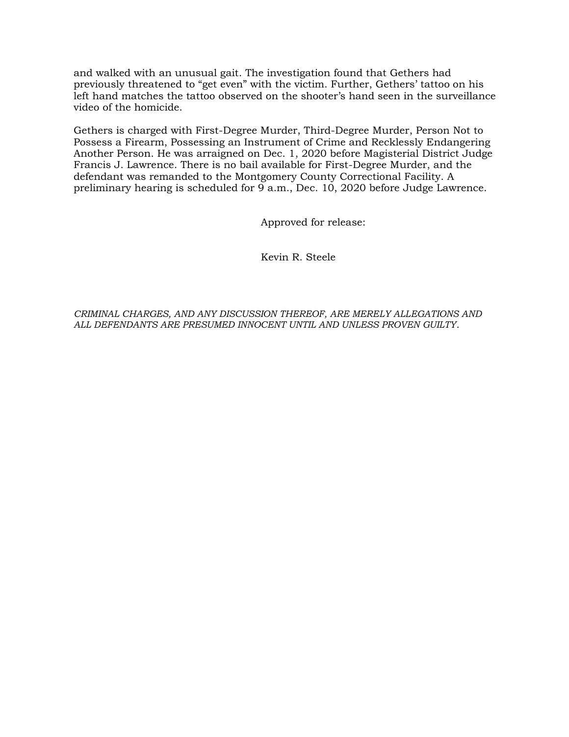and walked with an unusual gait. The investigation found that Gethers had previously threatened to "get even" with the victim. Further, Gethers' tattoo on his left hand matches the tattoo observed on the shooter's hand seen in the surveillance video of the homicide.

Gethers is charged with First-Degree Murder, Third-Degree Murder, Person Not to Possess a Firearm, Possessing an Instrument of Crime and Recklessly Endangering Another Person. He was arraigned on Dec. 1, 2020 before Magisterial District Judge Francis J. Lawrence. There is no bail available for First-Degree Murder, and the defendant was remanded to the Montgomery County Correctional Facility. A preliminary hearing is scheduled for 9 a.m., Dec. 10, 2020 before Judge Lawrence.

Approved for release:

Kevin R. Steele

*CRIMINAL CHARGES, AND ANY DISCUSSION THEREOF, ARE MERELY ALLEGATIONS AND ALL DEFENDANTS ARE PRESUMED INNOCENT UNTIL AND UNLESS PROVEN GUILTY.*